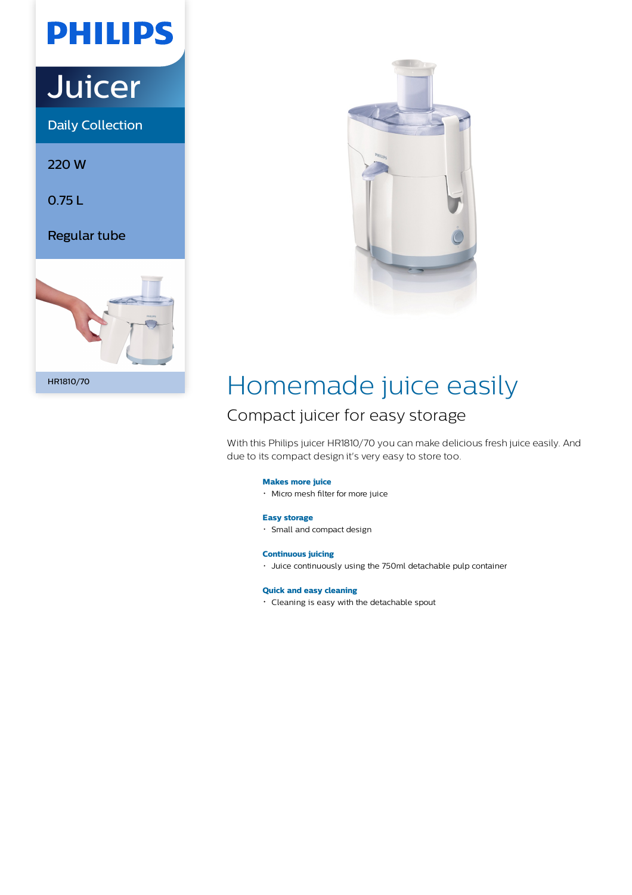PHILIPS

# Juicer

Daily Collection

220 W

0.75 L

Regular tube

HR1810/70

## Homemade juice easily

### Compact juicer for easy storage

With this Philips juicer HR1810/70 you can make delicious fresh juice easily. And due to its compact design it's very easy to store too.

**Makes more juice**

- Micro mesh filter for more juice

**Easy storage**

- Small and compact design

**Continuous juicing**

- Juice continuously using the 750ml detachable pulp container

**Quick and easy cleaning**

- Cleaning is easy with the detachable spout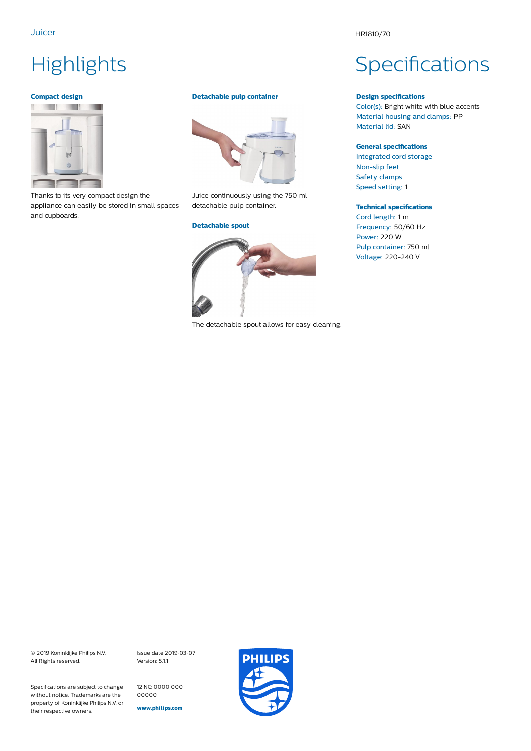Juicer

HR1810/70

# Highlights

### Compact design

Thanks to its very compact design the appliance can easily be stored in small spaces and cupboards.

### Detachable pulp container

Juice continuously using the 750 ml detachable pulp container.

### Detachable spout

The detachable spout allows for easy cleaning.

# Specifications

### Design specifications

- Color(s): Bright white with blue accents
- Material housing and clamps: PP
- Material lid: SAN

### General specifications

- Integrated cord storage
- Non-slip feet
- Safety clamps
- Speed setting: 1

### Technical specifications

- Cord length: 1 m
- Frequency: 50/60 Hz
- Power: 220 W
- Pulp container: 750 ml
- Voltage: 220-240 V

© 2019 Koninklijke Philips N.V.
All Rights reserved.

Specifications are subject to change without notice. Trademarks are the property of Koninklijke Philips N.V. or their respective owners.

Issue date 2019-03-07
Version: 5.1.1

12 NC: 0000 000 00000

**www.philips.com**